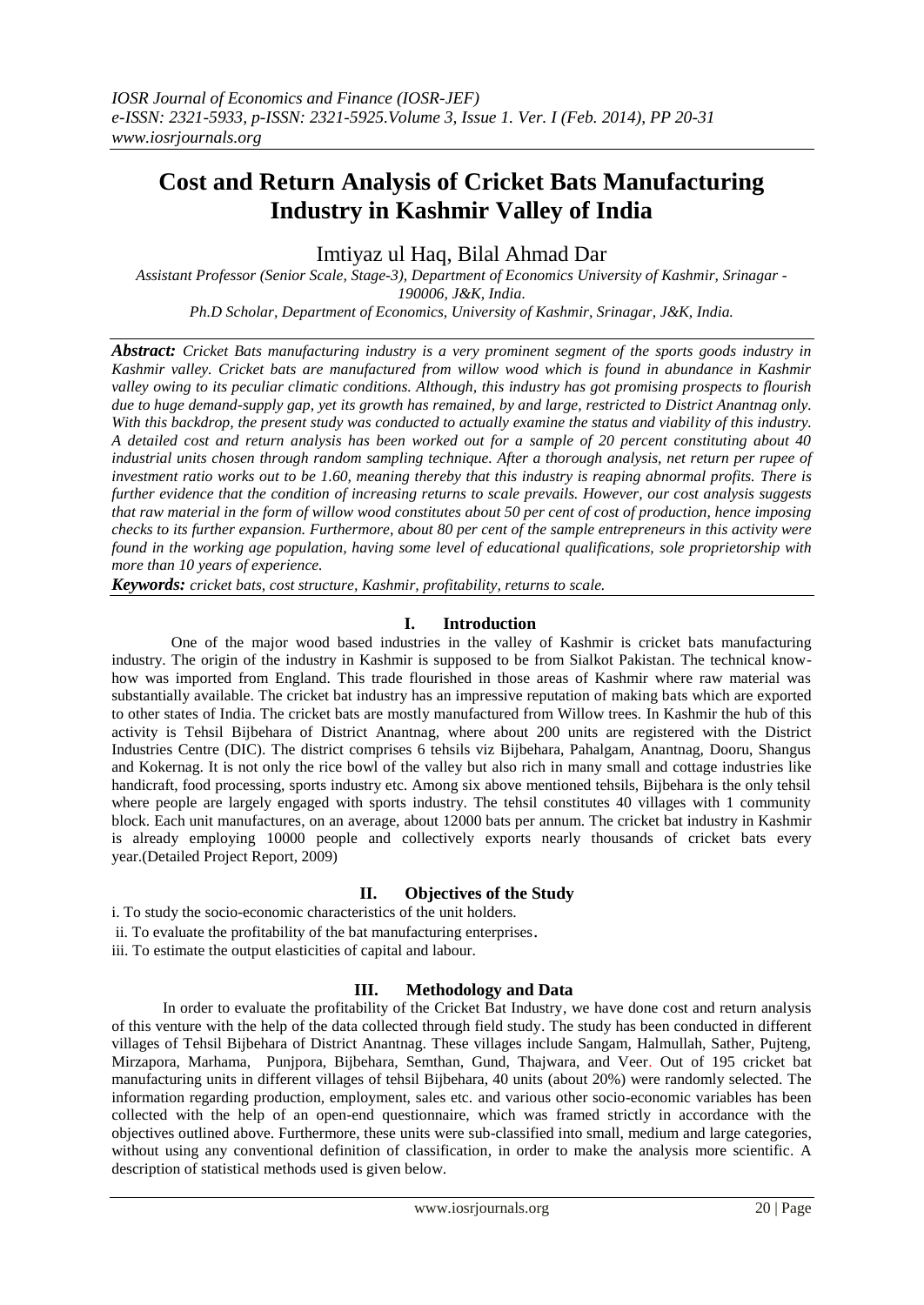# Cost and Return Analysis of Cricket Bats Manufacturing Industry in Kashmir Valley of India

Imtiyaz ul Haq, Bilal Ahmad Dar

*Assistant Professor (Senior Scale, Stage-3), Department of Economics University of Kashmir, Srinagar - 190006, J&K, India.*
*Ph.D Scholar, Department of Economics, University of Kashmir, Srinagar, J&K, India.*

***Abstract:*** *Cricket Bats manufacturing industry is a very prominent segment of the sports goods industry in Kashmir valley. Cricket bats are manufactured from willow wood which is found in abundance in Kashmir valley owing to its peculiar climatic conditions. Although, this industry has got promising prospects to flourish due to huge demand-supply gap, yet its growth has remained, by and large, restricted to District Anantnag only. With this backdrop, the present study was conducted to actually examine the status and viability of this industry. A detailed cost and return analysis has been worked out for a sample of 20 percent constituting about 40 industrial units chosen through random sampling technique. After a thorough analysis, net return per rupee of investment ratio works out to be 1.60, meaning thereby that this industry is reaping abnormal profits. There is further evidence that the condition of increasing returns to scale prevails. However, our cost analysis suggests that raw material in the form of willow wood constitutes about 50 per cent of cost of production, hence imposing checks to its further expansion. Furthermore, about 80 per cent of the sample entrepreneurs in this activity were found in the working age population, having some level of educational qualifications, sole proprietorship with more than 10 years of experience.*

***Keywords:*** *cricket bats, cost structure, Kashmir, profitability, returns to scale.*

## I. Introduction

One of the major wood based industries in the valley of Kashmir is cricket bats manufacturing industry. The origin of the industry in Kashmir is supposed to be from Sialkot Pakistan. The technical know-how was imported from England. This trade flourished in those areas of Kashmir where raw material was substantially available. The cricket bat industry has an impressive reputation of making bats which are exported to other states of India. The cricket bats are mostly manufactured from Willow trees. In Kashmir the hub of this activity is Tehsil Bijbehara of District Anantnag, where about 200 units are registered with the District Industries Centre (DIC). The district comprises 6 tehsils viz Bijbehara, Pahalgam, Anantnag, Dooru, Shangus and Kokernag. It is not only the rice bowl of the valley but also rich in many small and cottage industries like handicraft, food processing, sports industry etc. Among six above mentioned tehsils, Bijbehara is the only tehsil where people are largely engaged with sports industry. The tehsil constitutes 40 villages with 1 community block. Each unit manufactures, on an average, about 12000 bats per annum. The cricket bat industry in Kashmir is already employing 10000 people and collectively exports nearly thousands of cricket bats every year.(Detailed Project Report, 2009)

## II. Objectives of the Study

i. To study the socio-economic characteristics of the unit holders.
ii. To evaluate the profitability of the bat manufacturing enterprises.
iii. To estimate the output elasticities of capital and labour.

## III. Methodology and Data

In order to evaluate the profitability of the Cricket Bat Industry, we have done cost and return analysis of this venture with the help of the data collected through field study. The study has been conducted in different villages of Tehsil Bijbehara of District Anantnag. These villages include Sangam, Halmullah, Sather, Pujteng, Mirzapora, Marhama, Punjpora, Bijbehara, Semthan, Gund, Thajwara, and Veer. Out of 195 cricket bat manufacturing units in different villages of tehsil Bijbehara, 40 units (about 20%) were randomly selected. The information regarding production, employment, sales etc. and various other socio-economic variables has been collected with the help of an open-end questionnaire, which was framed strictly in accordance with the objectives outlined above. Furthermore, these units were sub-classified into small, medium and large categories, without using any conventional definition of classification, in order to make the analysis more scientific. A description of statistical methods used is given below.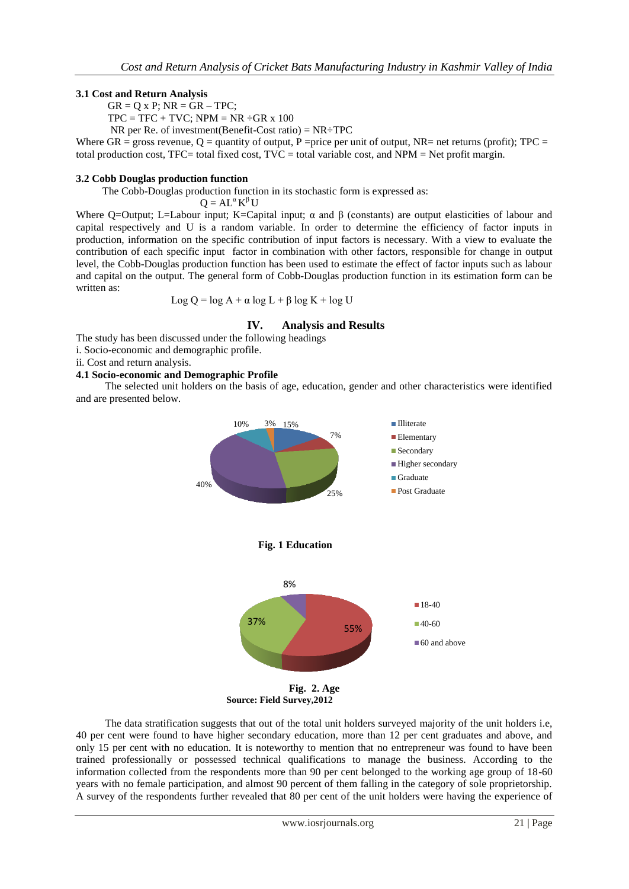### 3.1 Cost and Return Analysis

$GR = Q \times P$; $NR = GR - TPC$;

$TPC = TFC + TVC$; $NPM = NR \div GR \times 100$

NR per Re. of investment(Benefit-Cost ratio) = $NR \div TPC$

Where GR = gross revenue, Q = quantity of output, P =price per unit of output, NR= net returns (profit); TPC = total production cost, TFC= total fixed cost, TVC = total variable cost, and NPM = Net profit margin.

### 3.2 Cobb Douglas production function

The Cobb-Douglas production function in its stochastic form is expressed as:

$$Q = AL^{\alpha} K^{\beta} U$$

Where Q=Output; L=Labour input; K=Capital input; α and β (constants) are output elasticities of labour and capital respectively and U is a random variable. In order to determine the efficiency of factor inputs in production, information on the specific contribution of input factors is necessary. With a view to evaluate the contribution of each specific input factor in combination with other factors, responsible for change in output level, the Cobb-Douglas production function has been used to estimate the effect of factor inputs such as labour and capital on the output. The general form of Cobb-Douglas production function in its estimation form can be written as:

$$\text{Log } Q = \log A + \alpha \log L + \beta \log K + \log U$$

## IV. Analysis and Results

The study has been discussed under the following headings

i. Socio-economic and demographic profile.

ii. Cost and return analysis.

### 4.1 Socio-economic and Demographic Profile

The selected unit holders on the basis of age, education, gender and other characteristics were identified and are presented below.

**Fig. 1 Education**

**Fig. 2. Age**

**Source: Field Survey,2012**

The data stratification suggests that out of the total unit holders surveyed majority of the unit holders i.e, 40 per cent were found to have higher secondary education, more than 12 per cent graduates and above, and only 15 per cent with no education. It is noteworthy to mention that no entrepreneur was found to have been trained professionally or possessed technical qualifications to manage the business. According to the information collected from the respondents more than 90 per cent belonged to the working age group of 18-60 years with no female participation, and almost 90 percent of them falling in the category of sole proprietorship. A survey of the respondents further revealed that 80 per cent of the unit holders were having the experience of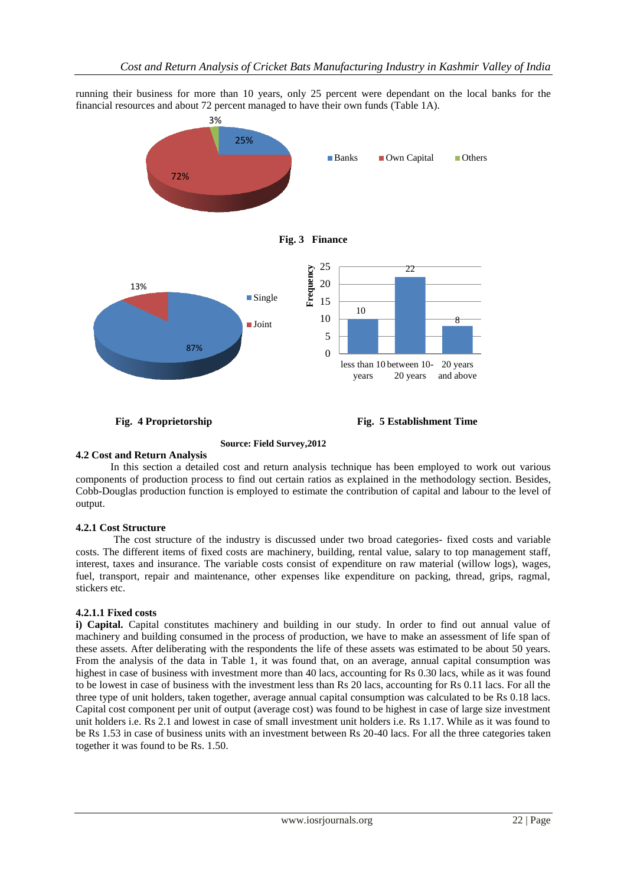running their business for more than 10 years, only 25 percent were dependant on the local banks for the financial resources and about 72 percent managed to have their own funds (Table 1A).

**Fig. 3 Finance**

**Fig. 4 Proprietorship**

**Fig. 5 Establishment Time**

**Source: Field Survey,2012**

### 4.2 Cost and Return Analysis

In this section a detailed cost and return analysis technique has been employed to work out various components of production process to find out certain ratios as explained in the methodology section. Besides, Cobb-Douglas production function is employed to estimate the contribution of capital and labour to the level of output.

#### 4.2.1 Cost Structure

The cost structure of the industry is discussed under two broad categories- fixed costs and variable costs. The different items of fixed costs are machinery, building, rental value, salary to top management staff, interest, taxes and insurance. The variable costs consist of expenditure on raw material (willow logs), wages, fuel, transport, repair and maintenance, other expenses like expenditure on packing, thread, grips, ragmal, stickers etc.

##### 4.2.1.1 Fixed costs

**i) Capital.** Capital constitutes machinery and building in our study. In order to find out annual value of machinery and building consumed in the process of production, we have to make an assessment of life span of these assets. After deliberating with the respondents the life of these assets was estimated to be about 50 years. From the analysis of the data in Table 1, it was found that, on an average, annual capital consumption was highest in case of business with investment more than 40 lacs, accounting for Rs 0.30 lacs, while as it was found to be lowest in case of business with the investment less than Rs 20 lacs, accounting for Rs 0.11 lacs. For all the three type of unit holders, taken together, average annual capital consumption was calculated to be Rs 0.18 lacs. Capital cost component per unit of output (average cost) was found to be highest in case of large size investment unit holders i.e. Rs 2.1 and lowest in case of small investment unit holders i.e. Rs 1.17. While as it was found to be Rs 1.53 in case of business units with an investment between Rs 20-40 lacs. For all the three categories taken together it was found to be Rs. 1.50.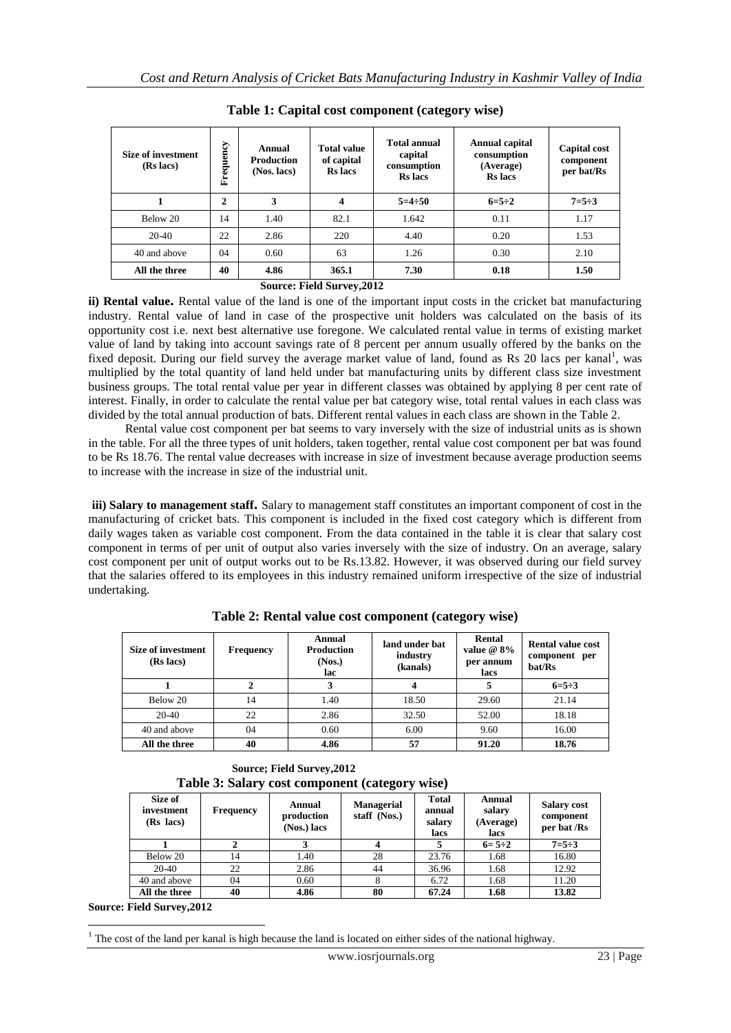**Table 1: Capital cost component (category wise)**

| Size of investment (Rs lacs) | Frequency | Annual Production (Nos. lacs) | Total value of capital Rs lacs | Total annual capital consumption Rs lacs | Annual capital consumption (Average) Rs lacs | Capital cost component per bat/Rs |
|---|---|---|---|---|---|---|
| 1 | 2 | 3 | 4 | 5=4÷50 | 6=5÷2 | 7=5÷3 |
| Below 20 | 14 | 1.40 | 82.1 | 1.642 | 0.11 | 1.17 |
| 20-40 | 22 | 2.86 | 220 | 4.40 | 0.20 | 1.53 |
| 40 and above | 04 | 0.60 | 63 | 1.26 | 0.30 | 2.10 |
| **All the three** | **40** | **4.86** | **365.1** | **7.30** | **0.18** | **1.50** |

**Source: Field Survey,2012**

**ii) Rental value.** Rental value of the land is one of the important input costs in the cricket bat manufacturing industry. Rental value of land in case of the prospective unit holders was calculated on the basis of its opportunity cost i.e. next best alternative use foregone. We calculated rental value in terms of existing market value of land by taking into account savings rate of 8 percent per annum usually offered by the banks on the fixed deposit. During our field survey the average market value of land, found as Rs 20 lacs per kanal[1], was multiplied by the total quantity of land held under bat manufacturing units by different class size investment business groups. The total rental value per year in different classes was obtained by applying 8 per cent rate of interest. Finally, in order to calculate the rental value per bat category wise, total rental values in each class was divided by the total annual production of bats. Different rental values in each class are shown in the Table 2.

Rental value cost component per bat seems to vary inversely with the size of industrial units as is shown in the table. For all the three types of unit holders, taken together, rental value cost component per bat was found to be Rs 18.76. The rental value decreases with increase in size of investment because average production seems to increase with the increase in size of the industrial unit.

**iii) Salary to management staff.** Salary to management staff constitutes an important component of cost in the manufacturing of cricket bats. This component is included in the fixed cost category which is different from daily wages taken as variable cost component. From the data contained in the table it is clear that salary cost component in terms of per unit of output also varies inversely with the size of industry. On an average, salary cost component per unit of output works out to be Rs.13.82. However, it was observed during our field survey that the salaries offered to its employees in this industry remained uniform irrespective of the size of industrial undertaking.

**Table 2: Rental value cost component (category wise)**

| Size of investment (Rs lacs) | Frequency | Annual Production (Nos.) lac | land under bat industry (kanals) | Rental value @ 8% per annum lacs | Rental value cost component per bat/Rs |
|---|---|---|---|---|---|
| 1 | 2 | 3 | 4 | 5 | 6=5÷3 |
| Below 20 | 14 | 1.40 | 18.50 | 29.60 | 21.14 |
| 20-40 | 22 | 2.86 | 32.50 | 52.00 | 18.18 |
| 40 and above | 04 | 0.60 | 6.00 | 9.60 | 16.00 |
| **All the three** | **40** | **4.86** | **57** | **91.20** | **18.76** |

**Source; Field Survey,2012**

**Table 3: Salary cost component (category wise)**

| Size of investment (Rs lacs) | Frequency | Annual production (Nos.) lacs | Managerial staff (Nos.) | Total annual salary lacs | Annual salary (Average) lacs | Salary cost component per bat /Rs |
|---|---|---|---|---|---|---|
| 1 | 2 | 3 | 4 | 5 | 6= 5÷2 | 7=5÷3 |
| Below 20 | 14 | 1.40 | 28 | 23.76 | 1.68 | 16.80 |
| 20-40 | 22 | 2.86 | 44 | 36.96 | 1.68 | 12.92 |
| 40 and above | 04 | 0.60 | 8 | 6.72 | 1.68 | 11.20 |
| **All the three** | **40** | **4.86** | **80** | **67.24** | **1.68** | **13.82** |

**Source: Field Survey,2012**

[1] The cost of the land per kanal is high because the land is located on either sides of the national highway.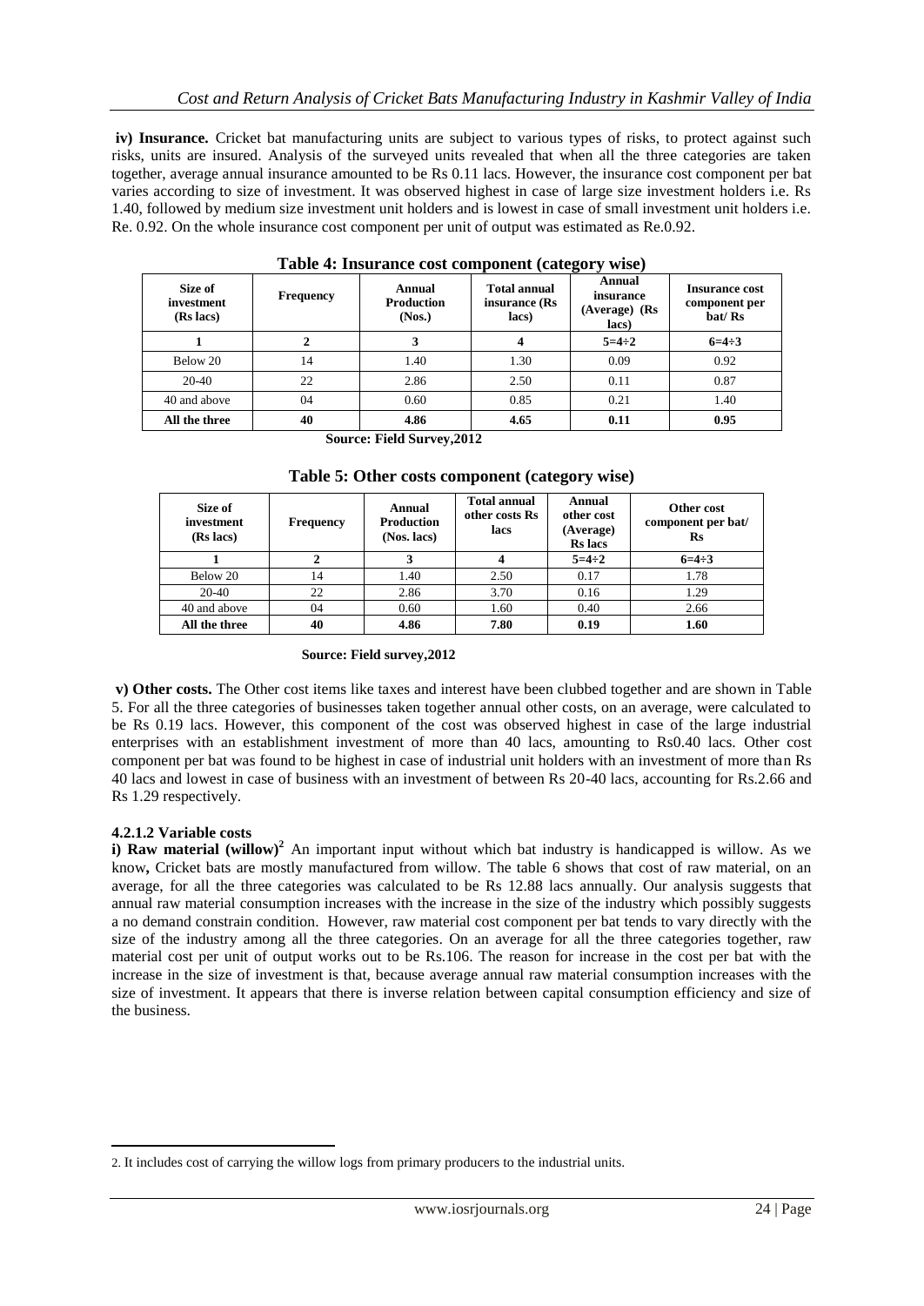**iv) Insurance.** Cricket bat manufacturing units are subject to various types of risks, to protect against such risks, units are insured. Analysis of the surveyed units revealed that when all the three categories are taken together, average annual insurance amounted to be Rs 0.11 lacs. However, the insurance cost component per bat varies according to size of investment. It was observed highest in case of large size investment holders i.e. Rs 1.40, followed by medium size investment unit holders and is lowest in case of small investment unit holders i.e. Re. 0.92. On the whole insurance cost component per unit of output was estimated as Re.0.92.

**Table 4: Insurance cost component (category wise)**

| Size of investment (Rs lacs) | Frequency | Annual Production (Nos.) | Total annual insurance (Rs lacs) | Annual insurance (Average) (Rs lacs) | Insurance cost component per bat/ Rs |
|---|---|---|---|---|---|
| **1** | **2** | **3** | **4** | **5=4÷2** | **6=4÷3** |
| Below 20 | 14 | 1.40 | 1.30 | 0.09 | 0.92 |
| 20-40 | 22 | 2.86 | 2.50 | 0.11 | 0.87 |
| 40 and above | 04 | 0.60 | 0.85 | 0.21 | 1.40 |
| **All the three** | **40** | **4.86** | **4.65** | **0.11** | **0.95** |

**Source: Field Survey,2012**

**Table 5: Other costs component (category wise)**

| Size of investment (Rs lacs) | Frequency | Annual Production (Nos. lacs) | Total annual other costs Rs lacs | Annual other cost (Average) Rs lacs | Other cost component per bat/ Rs |
|---|---|---|---|---|---|
| **1** | **2** | **3** | **4** | **5=4÷2** | **6=4÷3** |
| Below 20 | 14 | 1.40 | 2.50 | 0.17 | 1.78 |
| 20-40 | 22 | 2.86 | 3.70 | 0.16 | 1.29 |
| 40 and above | 04 | 0.60 | 1.60 | 0.40 | 2.66 |
| **All the three** | **40** | **4.86** | **7.80** | **0.19** | **1.60** |

**Source: Field survey,2012**

**v) Other costs.** The Other cost items like taxes and interest have been clubbed together and are shown in Table 5. For all the three categories of businesses taken together annual other costs, on an average, were calculated to be Rs 0.19 lacs. However, this component of the cost was observed highest in case of the large industrial enterprises with an establishment investment of more than 40 lacs, amounting to Rs0.40 lacs. Other cost component per bat was found to be highest in case of industrial unit holders with an investment of more than Rs 40 lacs and lowest in case of business with an investment of between Rs 20-40 lacs, accounting for Rs.2.66 and Rs 1.29 respectively.

#### 4.2.1.2 Variable costs

**i) Raw material (willow)[2]** An important input without which bat industry is handicapped is willow. As we know**,** Cricket bats are mostly manufactured from willow. The table 6 shows that cost of raw material, on an average, for all the three categories was calculated to be Rs 12.88 lacs annually. Our analysis suggests that annual raw material consumption increases with the increase in the size of the industry which possibly suggests a no demand constrain condition. However, raw material cost component per bat tends to vary directly with the size of the industry among all the three categories. On an average for all the three categories together, raw material cost per unit of output works out to be Rs.106. The reason for increase in the cost per bat with the increase in the size of investment is that, because average annual raw material consumption increases with the size of investment. It appears that there is inverse relation between capital consumption efficiency and size of the business.

2. It includes cost of carrying the willow logs from primary producers to the industrial units.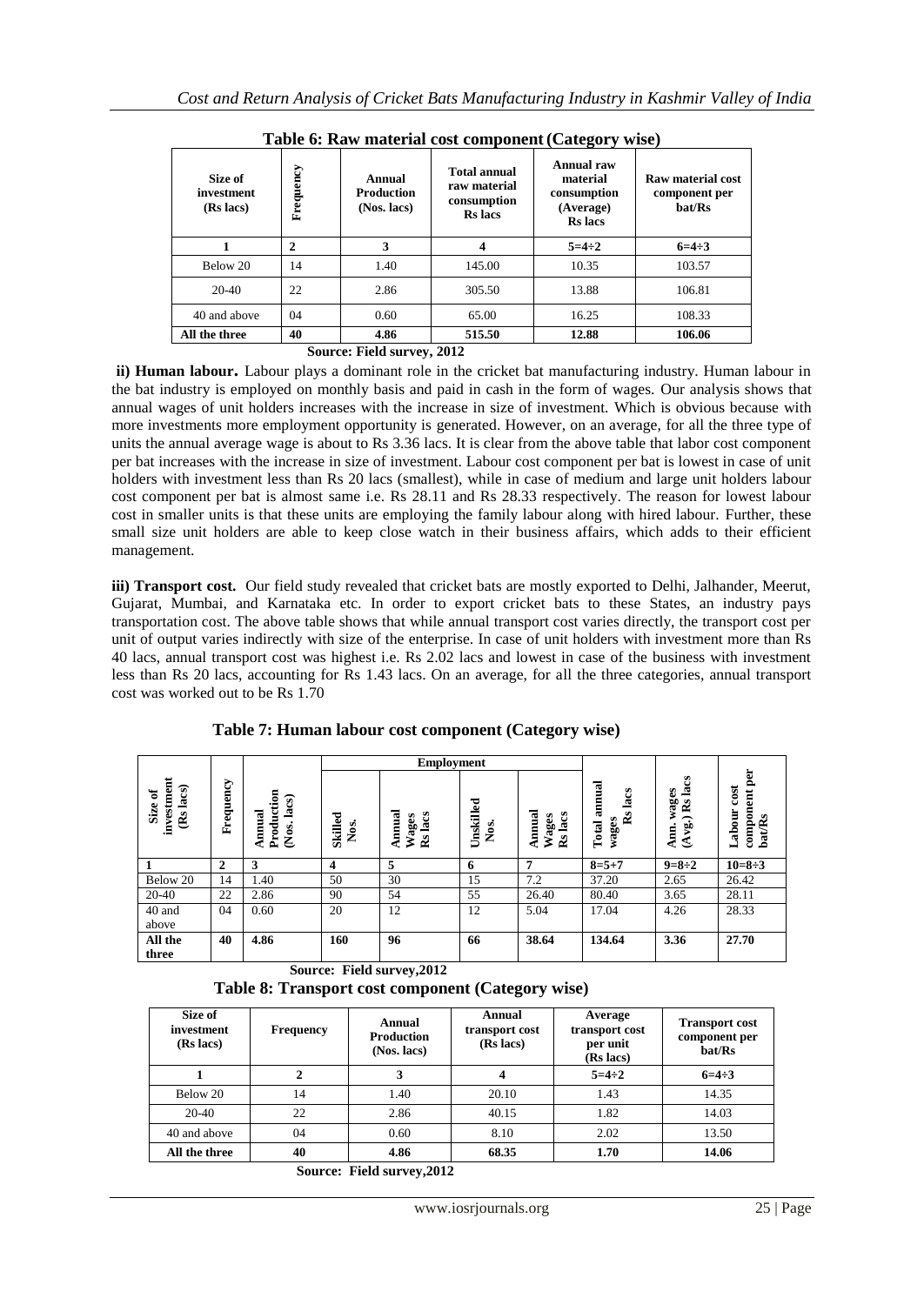**Table 6: Raw material cost component (Category wise)**

| Size of investment (Rs lacs) | Frequency | Annual Production (Nos. lacs) | Total annual raw material consumption Rs lacs | Annual raw material consumption (Average) Rs lacs | Raw material cost component per bat/Rs |
|---|---|---|---|---|---|
| 1 | 2 | 3 | 4 | 5=4÷2 | 6=4÷3 |
| Below 20 | 14 | 1.40 | 145.00 | 10.35 | 103.57 |
| 20-40 | 22 | 2.86 | 305.50 | 13.88 | 106.81 |
| 40 and above | 04 | 0.60 | 65.00 | 16.25 | 108.33 |
| **All the three** | **40** | **4.86** | **515.50** | **12.88** | **106.06** |

**Source: Field survey, 2012**

**ii) Human labour.** Labour plays a dominant role in the cricket bat manufacturing industry. Human labour in the bat industry is employed on monthly basis and paid in cash in the form of wages. Our analysis shows that annual wages of unit holders increases with the increase in size of investment. Which is obvious because with more investments more employment opportunity is generated. However, on an average, for all the three type of units the annual average wage is about to Rs 3.36 lacs. It is clear from the above table that labor cost component per bat increases with the increase in size of investment. Labour cost component per bat is lowest in case of unit holders with investment less than Rs 20 lacs (smallest), while in case of medium and large unit holders labour cost component per bat is almost same i.e. Rs 28.11 and Rs 28.33 respectively. The reason for lowest labour cost in smaller units is that these units are employing the family labour along with hired labour. Further, these small size unit holders are able to keep close watch in their business affairs, which adds to their efficient management.

**iii) Transport cost.** Our field study revealed that cricket bats are mostly exported to Delhi, Jalhander, Meerut, Gujarat, Mumbai, and Karnataka etc. In order to export cricket bats to these States, an industry pays transportation cost. The above table shows that while annual transport cost varies directly, the transport cost per unit of output varies indirectly with size of the enterprise. In case of unit holders with investment more than Rs 40 lacs, annual transport cost was highest i.e. Rs 2.02 lacs and lowest in case of the business with investment less than Rs 20 lacs, accounting for Rs 1.43 lacs. On an average, for all the three categories, annual transport cost was worked out to be Rs 1.70

**Table 7: Human labour cost component (Category wise)**

| Size of investment (Rs lacs) | Frequency | Annual Production (Nos. lacs) | Employment | | | | Total annual wages Rs lacs | Ann. wages (Avg.) Rs lacs | Labour cost component per bat/Rs |
|---|---|---|---|---|---|---|---|---|---|
| | | | Skilled Nos. | Annual Wages Rs lacs | Unskilled Nos. | Annual Wages Rs lacs | | | |
| 1 | 2 | 3 | 4 | 5 | 6 | 7 | 8=5+7 | 9=8÷2 | 10=8÷3 |
| Below 20 | 14 | 1.40 | 50 | 30 | 15 | 7.2 | 37.20 | 2.65 | 26.42 |
| 20-40 | 22 | 2.86 | 90 | 54 | 55 | 26.40 | 80.40 | 3.65 | 28.11 |
| 40 and above | 04 | 0.60 | 20 | 12 | 12 | 5.04 | 17.04 | 4.26 | 28.33 |
| **All the three** | **40** | **4.86** | **160** | **96** | **66** | **38.64** | **134.64** | **3.36** | **27.70** |

**Source: Field survey,2012**

**Table 8: Transport cost component (Category wise)**

| Size of investment (Rs lacs) | Frequency | Annual Production (Nos. lacs) | Annual transport cost (Rs lacs) | Average transport cost per unit (Rs lacs) | Transport cost component per bat/Rs |
|---|---|---|---|---|---|
| 1 | 2 | 3 | 4 | 5=4÷2 | 6=4÷3 |
| Below 20 | 14 | 1.40 | 20.10 | 1.43 | 14.35 |
| 20-40 | 22 | 2.86 | 40.15 | 1.82 | 14.03 |
| 40 and above | 04 | 0.60 | 8.10 | 2.02 | 13.50 |
| **All the three** | **40** | **4.86** | **68.35** | **1.70** | **14.06** |

**Source: Field survey,2012**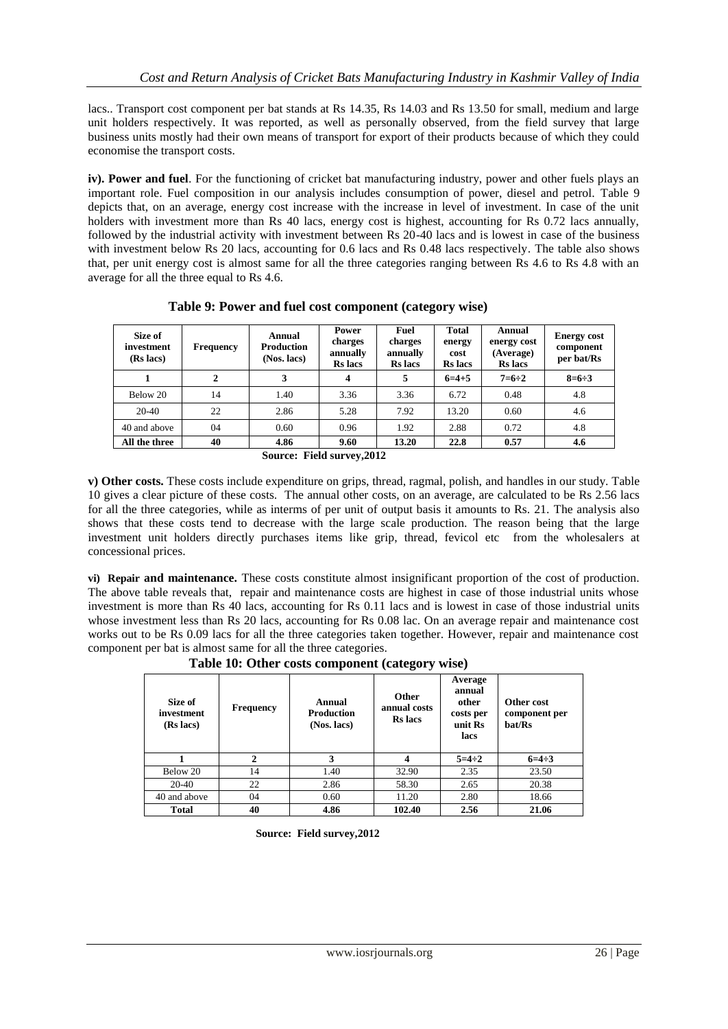lacs.. Transport cost component per bat stands at Rs 14.35, Rs 14.03 and Rs 13.50 for small, medium and large unit holders respectively. It was reported, as well as personally observed, from the field survey that large business units mostly had their own means of transport for export of their products because of which they could economise the transport costs.

**iv). Power and fuel**. For the functioning of cricket bat manufacturing industry, power and other fuels plays an important role. Fuel composition in our analysis includes consumption of power, diesel and petrol. Table 9 depicts that, on an average, energy cost increase with the increase in level of investment. In case of the unit holders with investment more than Rs 40 lacs, energy cost is highest, accounting for Rs 0.72 lacs annually, followed by the industrial activity with investment between Rs 20-40 lacs and is lowest in case of the business with investment below Rs 20 lacs, accounting for 0.6 lacs and Rs 0.48 lacs respectively. The table also shows that, per unit energy cost is almost same for all the three categories ranging between Rs 4.6 to Rs 4.8 with an average for all the three equal to Rs 4.6.

**Table 9: Power and fuel cost component (category wise)**

| Size of investment (Rs lacs) | Frequency | Annual Production (Nos. lacs) | Power charges annually Rs lacs | Fuel charges annually Rs lacs | Total energy cost Rs lacs | Annual energy cost (Average) Rs lacs | Energy cost component per bat/Rs |
|---|---|---|---|---|---|---|---|
| 1 | 2 | 3 | 4 | 5 | 6=4+5 | 7=6÷2 | 8=6÷3 |
| Below 20 | 14 | 1.40 | 3.36 | 3.36 | 6.72 | 0.48 | 4.8 |
| 20-40 | 22 | 2.86 | 5.28 | 7.92 | 13.20 | 0.60 | 4.6 |
| 40 and above | 04 | 0.60 | 0.96 | 1.92 | 2.88 | 0.72 | 4.8 |
| **All the three** | **40** | **4.86** | **9.60** | **13.20** | **22.8** | **0.57** | **4.6** |

**Source: Field survey,2012**

**v) Other costs.** These costs include expenditure on grips, thread, ragmal, polish, and handles in our study. Table 10 gives a clear picture of these costs. The annual other costs, on an average, are calculated to be Rs 2.56 lacs for all the three categories, while as interms of per unit of output basis it amounts to Rs. 21. The analysis also shows that these costs tend to decrease with the large scale production. The reason being that the large investment unit holders directly purchases items like grip, thread, fevicol etc from the wholesalers at concessional prices.

**vi) Repair and maintenance.** These costs constitute almost insignificant proportion of the cost of production. The above table reveals that, repair and maintenance costs are highest in case of those industrial units whose investment is more than Rs 40 lacs, accounting for Rs 0.11 lacs and is lowest in case of those industrial units whose investment less than Rs 20 lacs, accounting for Rs 0.08 lac. On an average repair and maintenance cost works out to be Rs 0.09 lacs for all the three categories taken together. However, repair and maintenance cost component per bat is almost same for all the three categories.

**Table 10: Other costs component (category wise)**

| Size of investment (Rs lacs) | Frequency | Annual Production (Nos. lacs) | Other annual costs Rs lacs | Average annual other costs per unit Rs lacs | Other cost component per bat/Rs |
|---|---|---|---|---|---|
| 1 | 2 | 3 | 4 | 5=4÷2 | 6=4÷3 |
| Below 20 | 14 | 1.40 | 32.90 | 2.35 | 23.50 |
| 20-40 | 22 | 2.86 | 58.30 | 2.65 | 20.38 |
| 40 and above | 04 | 0.60 | 11.20 | 2.80 | 18.66 |
| **Total** | **40** | **4.86** | **102.40** | **2.56** | **21.06** |

**Source: Field survey,2012**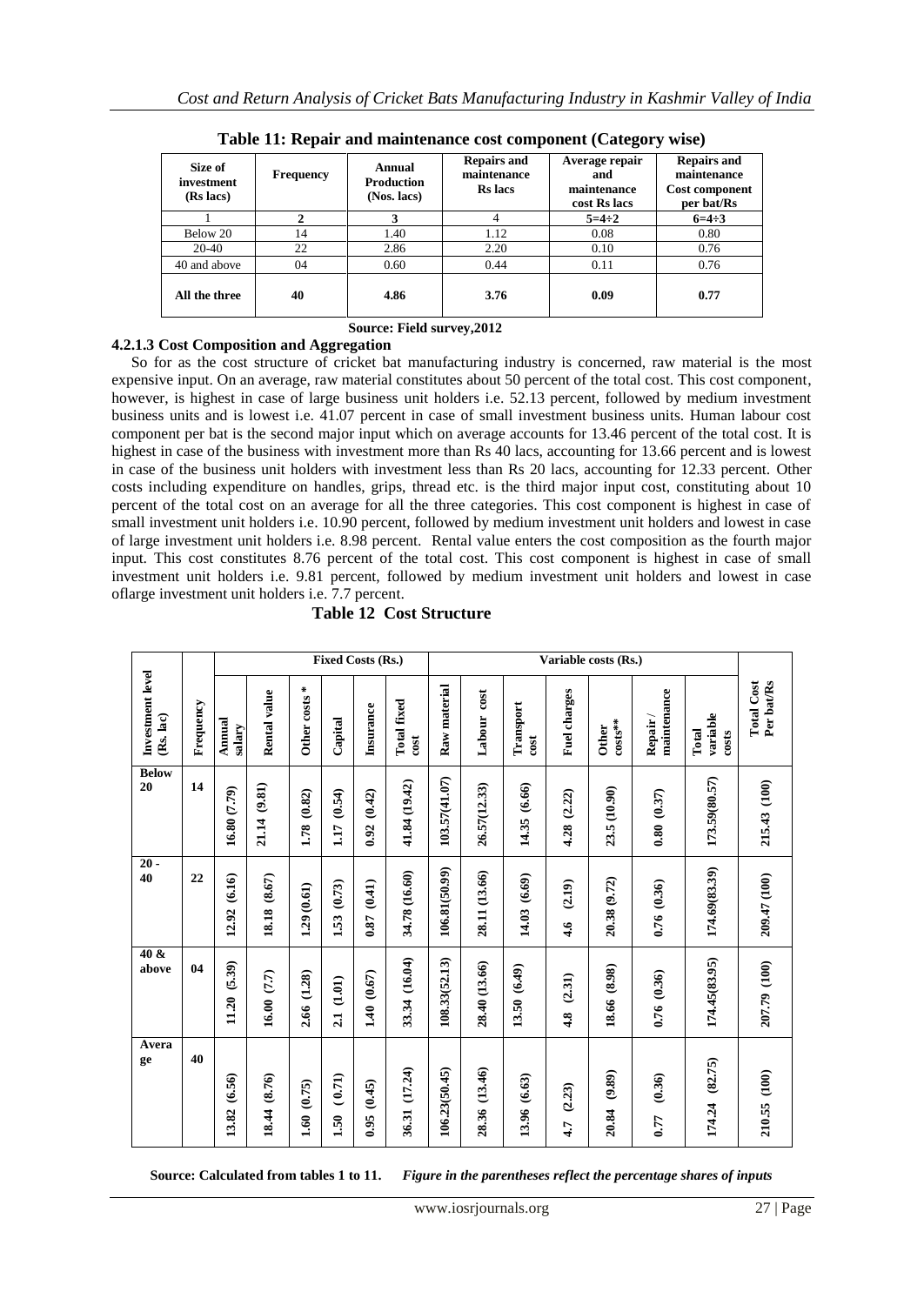**Table 11: Repair and maintenance cost component (Category wise)**

| Size of investment (Rs lacs) | Frequency | Annual Production (Nos. lacs) | Repairs and maintenance Rs lacs | Average repair and maintenance cost Rs lacs | Repairs and maintenance Cost component per bat/Rs |
|---|---|---|---|---|---|
| 1 | 2 | 3 | 4 | 5=4÷2 | 6=4÷3 |
| Below 20 | 14 | 1.40 | 1.12 | 0.08 | 0.80 |
| 20-40 | 22 | 2.86 | 2.20 | 0.10 | 0.76 |
| 40 and above | 04 | 0.60 | 0.44 | 0.11 | 0.76 |
| All the three | 40 | 4.86 | 3.76 | 0.09 | 0.77 |

**Source: Field survey,2012**

### 4.2.1.3 Cost Composition and Aggregation

So for as the cost structure of cricket bat manufacturing industry is concerned, raw material is the most expensive input. On an average, raw material constitutes about 50 percent of the total cost. This cost component, however, is highest in case of large business unit holders i.e. 52.13 percent, followed by medium investment business units and is lowest i.e. 41.07 percent in case of small investment business units. Human labour cost component per bat is the second major input which on average accounts for 13.46 percent of the total cost. It is highest in case of the business with investment more than Rs 40 lacs, accounting for 13.66 percent and is lowest in case of the business unit holders with investment less than Rs 20 lacs, accounting for 12.33 percent. Other costs including expenditure on handles, grips, thread etc. is the third major input cost, constituting about 10 percent of the total cost on an average for all the three categories. This cost component is highest in case of small investment unit holders i.e. 10.90 percent, followed by medium investment unit holders and lowest in case of large investment unit holders i.e. 8.98 percent. Rental value enters the cost composition as the fourth major input. This cost constitutes 8.76 percent of the total cost. This cost component is highest in case of small investment unit holders i.e. 9.81 percent, followed by medium investment unit holders and lowest in case oflarge investment unit holders i.e. 7.7 percent.

**Table 12 Cost Structure**

| Investment level (Rs. lac) | Frequency | Fixed Costs (Rs.) | | | | | | Variable costs (Rs.) | | | | | | | Total Cost Per bat/Rs |
|---|---|---|---|---|---|---|---|---|---|---|---|---|---|---|---|
| | | Annual salary | Rental value | Other costs * | Capital | Insurance | Total fixed cost | Raw material | Labour cost | Transport cost | Fuel charges | Other costs** | Repair / maintenance | Total variable costs | |
| Below 20 | 14 | 16.80 (7.79) | 21.14 (9.81) | 1.78 (0.82) | 1.17 (0.54) | 0.92 (0.42) | 41.84 (19.42) | 103.57(41.07) | 26.57(12.33) | 14.35 (6.66) | 4.28 (2.22) | 23.5 (10.90) | 0.80 (0.37) | 173.59(80.57) | 215.43 (100) |
| 20 - 40 | 22 | 12.92 (6.16) | 18.18 (8.67) | 1.29 (0.61) | 1.53 (0.73) | 0.87 (0.41) | 34.78 (16.60) | 106.81(50.99) | 28.11 (13.66) | 14.03 (6.69) | 4.6 (2.19) | 20.38 (9.72) | 0.76 (0.36) | 174.69(83.39) | 209.47 (100) |
| 40 & above | 04 | 11.20 (5.39) | 16.00 (7.7) | 2.66 (1.28) | 2.1 (1.01) | 1.40 (0.67) | 33.34 (16.04) | 108.33(52.13) | 28.40 (13.66) | 13.50 (6.49) | 4.8 (2.31) | 18.66 (8.98) | 0.76 (0.36) | 174.45(83.95) | 207.79 (100) |
| Average | 40 | 13.82 (6.56) | 18.44 (8.76) | 1.60 (0.75) | 1.50 (0.71) | 0.95 (0.45) | 36.31 (17.24) | 106.23(50.45) | 28.36 (13.46) | 13.96 (6.63) | 4.7 (2.23) | 20.84 (9.89) | 0.77 (0.36) | 174.24 (82.75) | 210.55 (100) |

**Source: Calculated from tables 1 to 11.** *Figure in the parentheses reflect the percentage shares of inputs*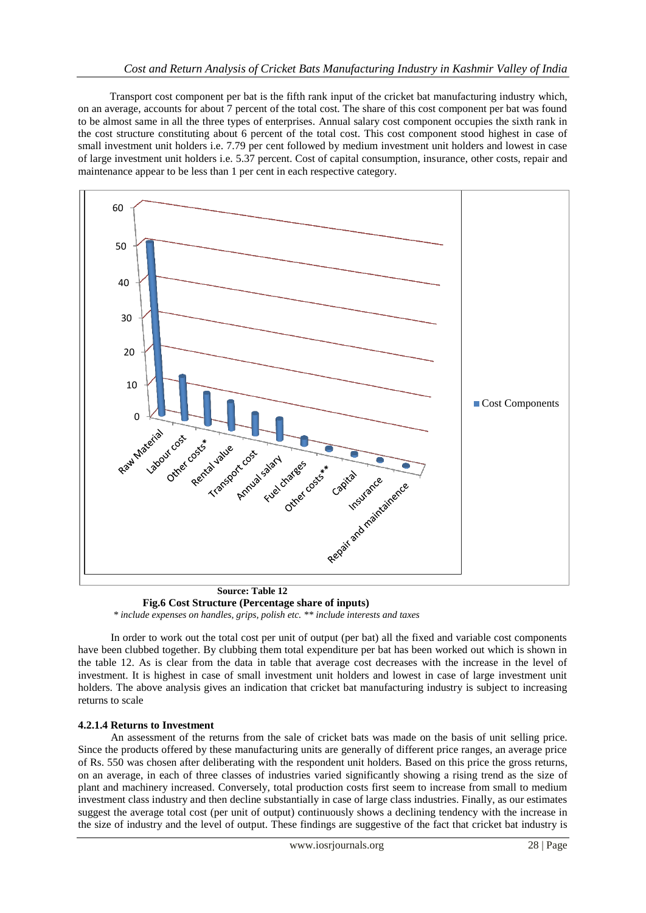Transport cost component per bat is the fifth rank input of the cricket bat manufacturing industry which, on an average, accounts for about 7 percent of the total cost. The share of this cost component per bat was found to be almost same in all the three types of enterprises. Annual salary cost component occupies the sixth rank in the cost structure constituting about 6 percent of the total cost. This cost component stood highest in case of small investment unit holders i.e. 7.79 per cent followed by medium investment unit holders and lowest in case of large investment unit holders i.e. 5.37 percent. Cost of capital consumption, insurance, other costs, repair and maintenance appear to be less than 1 per cent in each respective category.

**Source: Table 12**

**Fig.6 Cost Structure (Percentage share of inputs)**

*\* include expenses on handles, grips, polish etc. \*\* include interests and taxes*

In order to work out the total cost per unit of output (per bat) all the fixed and variable cost components have been clubbed together. By clubbing them total expenditure per bat has been worked out which is shown in the table 12. As is clear from the data in table that average cost decreases with the increase in the level of investment. It is highest in case of small investment unit holders and lowest in case of large investment unit holders. The above analysis gives an indication that cricket bat manufacturing industry is subject to increasing returns to scale

#### 4.2.1.4 Returns to Investment

An assessment of the returns from the sale of cricket bats was made on the basis of unit selling price. Since the products offered by these manufacturing units are generally of different price ranges, an average price of Rs. 550 was chosen after deliberating with the respondent unit holders. Based on this price the gross returns, on an average, in each of three classes of industries varied significantly showing a rising trend as the size of plant and machinery increased. Conversely, total production costs first seem to increase from small to medium investment class industry and then decline substantially in case of large class industries. Finally, as our estimates suggest the average total cost (per unit of output) continuously shows a declining tendency with the increase in the size of industry and the level of output. These findings are suggestive of the fact that cricket bat industry is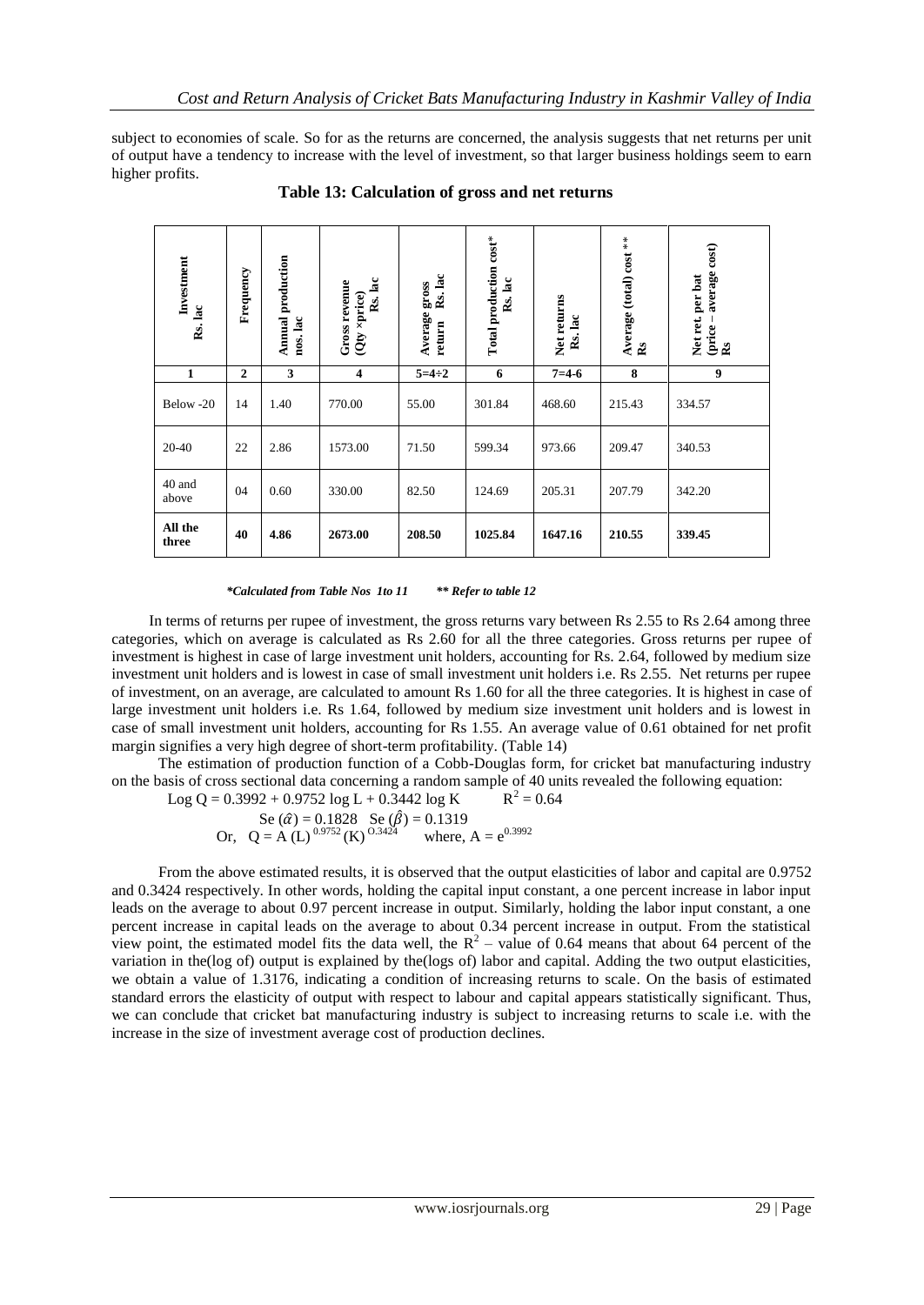subject to economies of scale. So for as the returns are concerned, the analysis suggests that net returns per unit of output have a tendency to increase with the level of investment, so that larger business holdings seem to earn higher profits.

**Table 13: Calculation of gross and net returns**

| Investment Rs. lac | Frequency | Annual production nos. lac | Gross revenue (Qty ×price) Rs. lac | Average gross return Rs. lac | Total production cost* Rs. lac | Net returns Rs. lac | Average (total) cost ** Rs | Net ret. per bat (price – average cost) Rs |
|---|---|---|---|---|---|---|---|---|
| **1** | **2** | **3** | **4** | **5=4÷2** | **6** | **7=4-6** | **8** | **9** |
| Below -20 | 14 | 1.40 | 770.00 | 55.00 | 301.84 | 468.60 | 215.43 | 334.57 |
| 20-40 | 22 | 2.86 | 1573.00 | 71.50 | 599.34 | 973.66 | 209.47 | 340.53 |
| 40 and above | 04 | 0.60 | 330.00 | 82.50 | 124.69 | 205.31 | 207.79 | 342.20 |
| **All the three** | **40** | **4.86** | **2673.00** | **208.50** | **1025.84** | **1647.16** | **210.55** | **339.45** |

***Calculated from Table Nos 1to 11    ** Refer to table 12***

In terms of returns per rupee of investment, the gross returns vary between Rs 2.55 to Rs 2.64 among three categories, which on average is calculated as Rs 2.60 for all the three categories. Gross returns per rupee of investment is highest in case of large investment unit holders, accounting for Rs. 2.64, followed by medium size investment unit holders and is lowest in case of small investment unit holders i.e. Rs 2.55. Net returns per rupee of investment, on an average, are calculated to amount Rs 1.60 for all the three categories. It is highest in case of large investment unit holders i.e. Rs 1.64, followed by medium size investment unit holders and is lowest in case of small investment unit holders, accounting for Rs 1.55. An average value of 0.61 obtained for net profit margin signifies a very high degree of short-term profitability. (Table 14)

The estimation of production function of a Cobb-Douglas form, for cricket bat manufacturing industry on the basis of cross sectional data concerning a random sample of 40 units revealed the following equation:

$$\text{Log } Q = 0.3992 + 0.9752 \log L + 0.3442 \log K \qquad R^2 = 0.64$$

$$\text{Se}(\hat{\alpha}) = 0.1828 \quad \text{Se}(\hat{\beta}) = 0.1319$$

$$\text{Or,} \quad Q = A\,(L)^{0.9752}\,(K)^{0.3424} \qquad \text{where, } A = e^{0.3992}$$

From the above estimated results, it is observed that the output elasticities of labor and capital are 0.9752 and 0.3424 respectively. In other words, holding the capital input constant, a one percent increase in labor input leads on the average to about 0.97 percent increase in output. Similarly, holding the labor input constant, a one percent increase in capital leads on the average to about 0.34 percent increase in output. From the statistical view point, the estimated model fits the data well, the $R^2$ – value of 0.64 means that about 64 percent of the variation in the(log of) output is explained by the(logs of) labor and capital. Adding the two output elasticities, we obtain a value of 1.3176, indicating a condition of increasing returns to scale. On the basis of estimated standard errors the elasticity of output with respect to labour and capital appears statistically significant. Thus, we can conclude that cricket bat manufacturing industry is subject to increasing returns to scale i.e. with the increase in the size of investment average cost of production declines.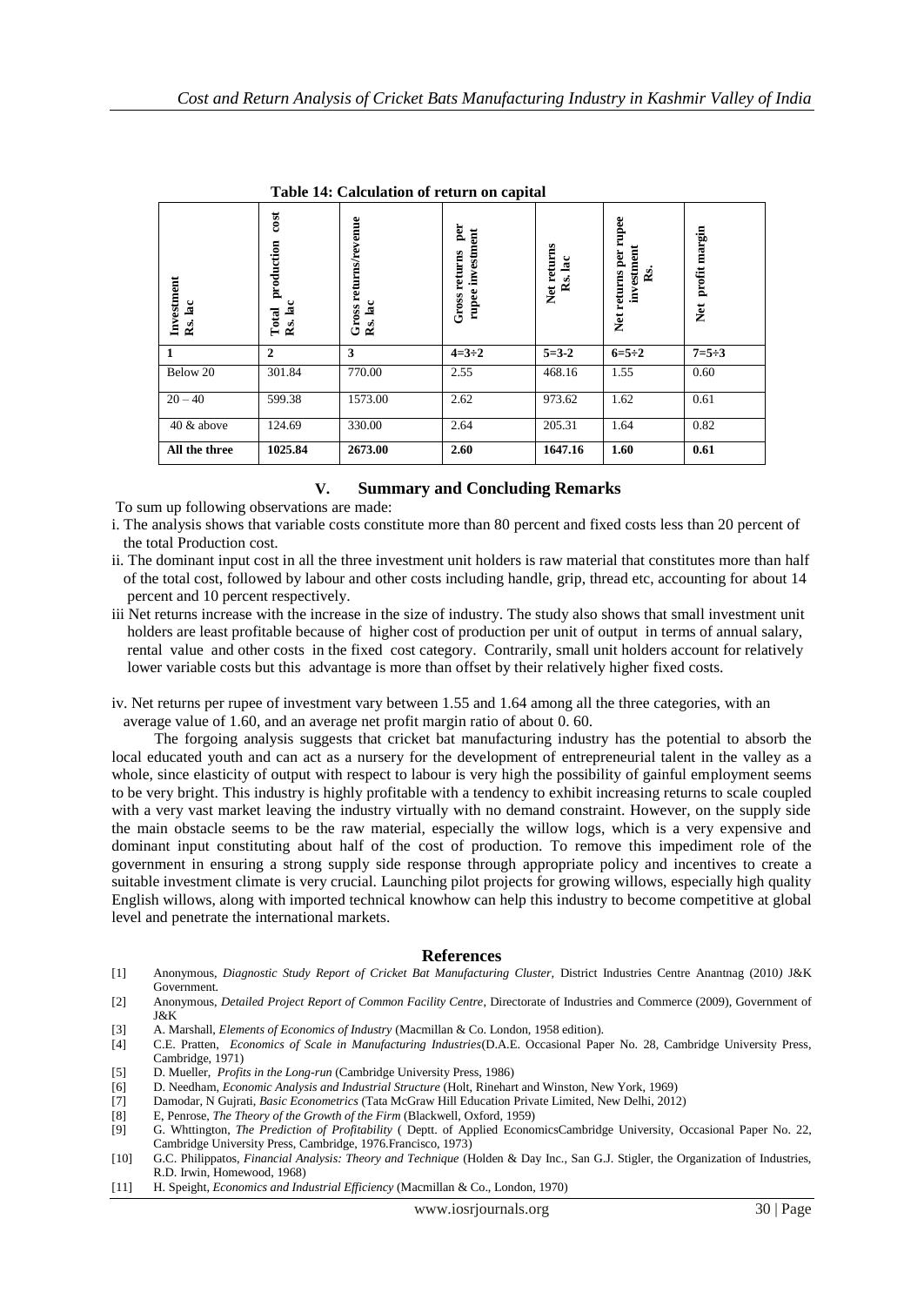**Table 14: Calculation of return on capital**

| Investment Rs. lac | Total production cost Rs. lac | Gross returns/revenue Rs. lac | Gross returns per rupee investment | Net returns Rs. lac | Net returns per rupee investment Rs. | Net profit margin |
|---|---|---|---|---|---|---|
| 1 | 2 | 3 | 4=3÷2 | 5=3-2 | 6=5÷2 | 7=5÷3 |
| Below 20 | 301.84 | 770.00 | 2.55 | 468.16 | 1.55 | 0.60 |
| 20 – 40 | 599.38 | 1573.00 | 2.62 | 973.62 | 1.62 | 0.61 |
| 40 & above | 124.69 | 330.00 | 2.64 | 205.31 | 1.64 | 0.82 |
| **All the three** | **1025.84** | **2673.00** | **2.60** | **1647.16** | **1.60** | **0.61** |

## V. Summary and Concluding Remarks

To sum up following observations are made:

i. The analysis shows that variable costs constitute more than 80 percent and fixed costs less than 20 percent of the total Production cost.

ii. The dominant input cost in all the three investment unit holders is raw material that constitutes more than half of the total cost, followed by labour and other costs including handle, grip, thread etc, accounting for about 14 percent and 10 percent respectively.

iii Net returns increase with the increase in the size of industry. The study also shows that small investment unit holders are least profitable because of higher cost of production per unit of output in terms of annual salary, rental value and other costs in the fixed cost category. Contrarily, small unit holders account for relatively lower variable costs but this advantage is more than offset by their relatively higher fixed costs.

iv. Net returns per rupee of investment vary between 1.55 and 1.64 among all the three categories, with an average value of 1.60, and an average net profit margin ratio of about 0. 60.

The forgoing analysis suggests that cricket bat manufacturing industry has the potential to absorb the local educated youth and can act as a nursery for the development of entrepreneurial talent in the valley as a whole, since elasticity of output with respect to labour is very high the possibility of gainful employment seems to be very bright. This industry is highly profitable with a tendency to exhibit increasing returns to scale coupled with a very vast market leaving the industry virtually with no demand constraint. However, on the supply side the main obstacle seems to be the raw material, especially the willow logs, which is a very expensive and dominant input constituting about half of the cost of production. To remove this impediment role of the government in ensuring a strong supply side response through appropriate policy and incentives to create a suitable investment climate is very crucial. Launching pilot projects for growing willows, especially high quality English willows, along with imported technical knowhow can help this industry to become competitive at global level and penetrate the international markets.

## References

[1] Anonymous, *Diagnostic Study Report of Cricket Bat Manufacturing Cluster*, District Industries Centre Anantnag (2010*)* J&K Government.

[2] Anonymous, *Detailed Project Report of Common Facility Centre*, Directorate of Industries and Commerce (2009), Government of J&K

[3] A. Marshall, *Elements of Economics of Industry* (Macmillan & Co. London, 1958 edition).

[4] C.E. Pratten, *Economics of Scale in Manufacturing Industries*(D.A.E. Occasional Paper No. 28, Cambridge University Press, Cambridge, 1971)

[5] D. Mueller, *Profits in the Long-run* (Cambridge University Press, 1986)

[6] D. Needham, *Economic Analysis and Industrial Structure* (Holt, Rinehart and Winston, New York, 1969)

[7] Damodar, N Gujrati, *Basic Econometrics* (Tata McGraw Hill Education Private Limited, New Delhi, 2012)

[8] E, Penrose, *The Theory of the Growth of the Firm* (Blackwell, Oxford, 1959)

[9] G. Whttington, *The Prediction of Profitability* ( Deptt. of Applied EconomicsCambridge University, Occasional Paper No. 22, Cambridge University Press, Cambridge, 1976.Francisco, 1973)

[10] G.C. Philippatos, *Financial Analysis: Theory and Technique* (Holden & Day Inc., San G.J. Stigler, the Organization of Industries, R.D. Irwin, Homewood, 1968)

[11] H. Speight, *Economics and Industrial Efficiency* (Macmillan & Co., London, 1970)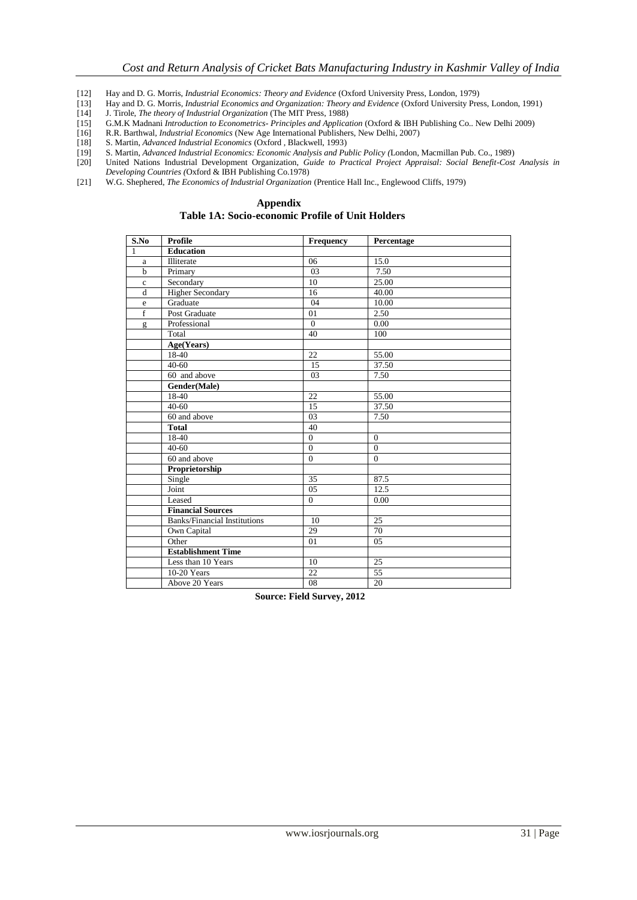[12] Hay and D. G. Morris, *Industrial Economics: Theory and Evidence* (Oxford University Press, London, 1979)

[13] Hay and D. G. Morris, *Industrial Economics and Organization: Theory and Evidence* (Oxford University Press, London, 1991)

[14] J. Tirole, *The theory of Industrial Organization* (The MIT Press, 1988)

[15] G.M.K Madnani *Introduction to Econometrics- Principles and Application* (Oxford & IBH Publishing Co.. New Delhi 2009)

[16] R.R. Barthwal, *Industrial Economics* (New Age International Publishers, New Delhi, 2007)

[18] S. Martin, *Advanced Industrial Economics* (Oxford , Blackwell, 1993)

[19] S. Martin, *Advanced Industrial Economics: Economic Analysis and Public Policy (*London, Macmillan Pub. Co., 1989)

[20] United Nations Industrial Development Organization, *Guide to Practical Project Appraisal: Social Benefit-Cost Analysis in Developing Countries (*Oxford & IBH Publishing Co.1978)

[21] W.G. Shephered, *The Economics of Industrial Organization* (Prentice Hall Inc., Englewood Cliffs, 1979)

## Appendix

### Table 1A: Socio-economic Profile of Unit Holders

| S.No | Profile | Frequency | Percentage |
|---|---|---|---|
| 1 | **Education** | | |
| a | Illiterate | 06 | 15.0 |
| b | Primary | 03 | 7.50 |
| c | Secondary | 10 | 25.00 |
| d | Higher Secondary | 16 | 40.00 |
| e | Graduate | 04 | 10.00 |
| f | Post Graduate | 01 | 2.50 |
| g | Professional | 0 | 0.00 |
| | Total | 40 | 100 |
| | **Age(Years)** | | |
| | 18-40 | 22 | 55.00 |
| | 40-60 | 15 | 37.50 |
| | 60 and above | 03 | 7.50 |
| | **Gender(Male)** | | |
| | 18-40 | 22 | 55.00 |
| | 40-60 | 15 | 37.50 |
| | 60 and above | 03 | 7.50 |
| | **Total** | 40 | |
| | 18-40 | 0 | 0 |
| | 40-60 | 0 | 0 |
| | 60 and above | 0 | 0 |
| | **Proprietorship** | | |
| | Single | 35 | 87.5 |
| | Joint | 05 | 12.5 |
| | Leased | 0 | 0.00 |
| | **Financial Sources** | | |
| | Banks/Financial Institutions | 10 | 25 |
| | Own Capital | 29 | 70 |
| | Other | 01 | 05 |
| | **Establishment Time** | | |
| | Less than 10 Years | 10 | 25 |
| | 10-20 Years | 22 | 55 |
| | Above 20 Years | 08 | 20 |

**Source: Field Survey, 2012**